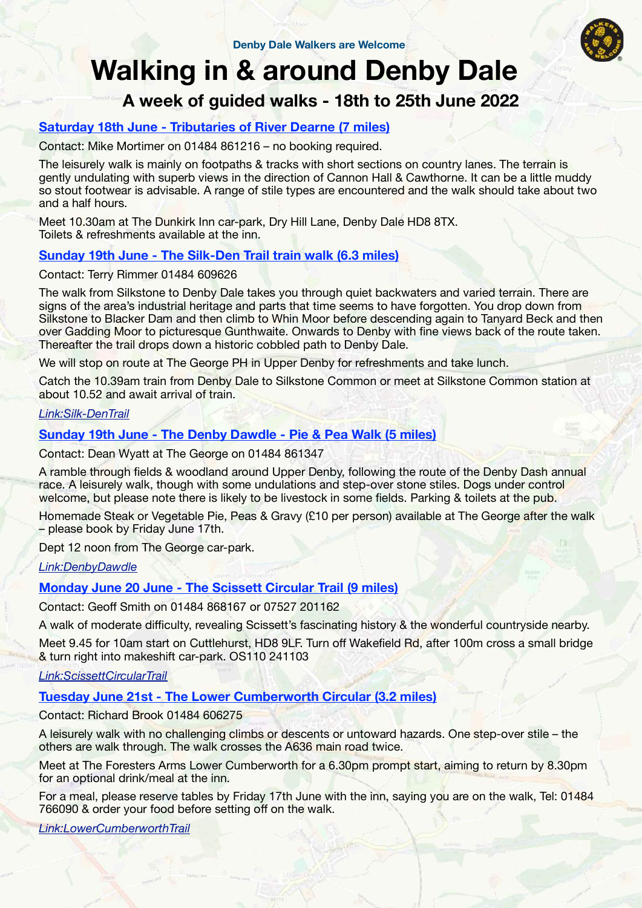Denby Dale Walkers are Welcome

# Walking in & around Denby Dale

## A week of guided walks - 18th to 25th June 2022

### Saturday 18th June - Tributaries of River Dearne (7 miles)

Contact: Mike Mortimer on 01484 861216 – no booking required.

The leisurely walk is mainly on footpaths & tracks with short sections on country lanes. The terrain is gently undulating with superb views in the direction of Cannon Hall & Cawthorne. It can be a little muddy so stout footwear is advisable. A range of stile types are encountered and the walk should take about two and a half hours.

Meet 10.30am at The Dunkirk Inn car-park, Dry Hill Lane, Denby Dale HD8 8TX.
Toilets & refreshments available at the inn.

### Sunday 19th June - The Silk-Den Trail train walk (6.3 miles)

Contact: Terry Rimmer 01484 609626

The walk from Silkstone to Denby Dale takes you through quiet backwaters and varied terrain. There are signs of the area's industrial heritage and parts that time seems to have forgotten. You drop down from Silkstone to Blacker Dam and then climb to Whin Moor before descending again to Tanyard Beck and then over Gadding Moor to picturesque Gunthwaite. Onwards to Denby with fine views back of the route taken. Thereafter the trail drops down a historic cobbled path to Denby Dale.

We will stop on route at The George PH in Upper Denby for refreshments and take lunch.

Catch the 10.39am train from Denby Dale to Silkstone Common or meet at Silkstone Common station at about 10.52 and await arrival of train.

*Link:Silk-DenTrail*

### Sunday 19th June - The Denby Dawdle - Pie & Pea Walk (5 miles)

Contact: Dean Wyatt at The George on 01484 861347

A ramble through fields & woodland around Upper Denby, following the route of the Denby Dash annual race. A leisurely walk, though with some undulations and step-over stone stiles. Dogs under control welcome, but please note there is likely to be livestock in some fields. Parking & toilets at the pub.

Homemade Steak or Vegetable Pie, Peas & Gravy (£10 per person) available at The George after the walk – please book by Friday June 17th.

Dept 12 noon from The George car-park.

*Link:DenbyDawdle*

### Monday June 20 June - The Scissett Circular Trail (9 miles)

Contact: Geoff Smith on 01484 868167 or 07527 201162

A walk of moderate difficulty, revealing Scissett's fascinating history & the wonderful countryside nearby.

Meet 9.45 for 10am start on Cuttlehurst, HD8 9LF. Turn off Wakefield Rd, after 100m cross a small bridge & turn right into makeshift car-park. OS110 241103

*Link:ScissettCircularTrail*

### Tuesday June 21st - The Lower Cumberworth Circular (3.2 miles)

Contact: Richard Brook 01484 606275

A leisurely walk with no challenging climbs or descents or untoward hazards. One step-over stile – the others are walk through. The walk crosses the A636 main road twice.

Meet at The Foresters Arms Lower Cumberworth for a 6.30pm prompt start, aiming to return by 8.30pm for an optional drink/meal at the inn.

For a meal, please reserve tables by Friday 17th June with the inn, saying you are on the walk, Tel: 01484 766090 & order your food before setting off on the walk.

*Link:LowerCumberworthTrail*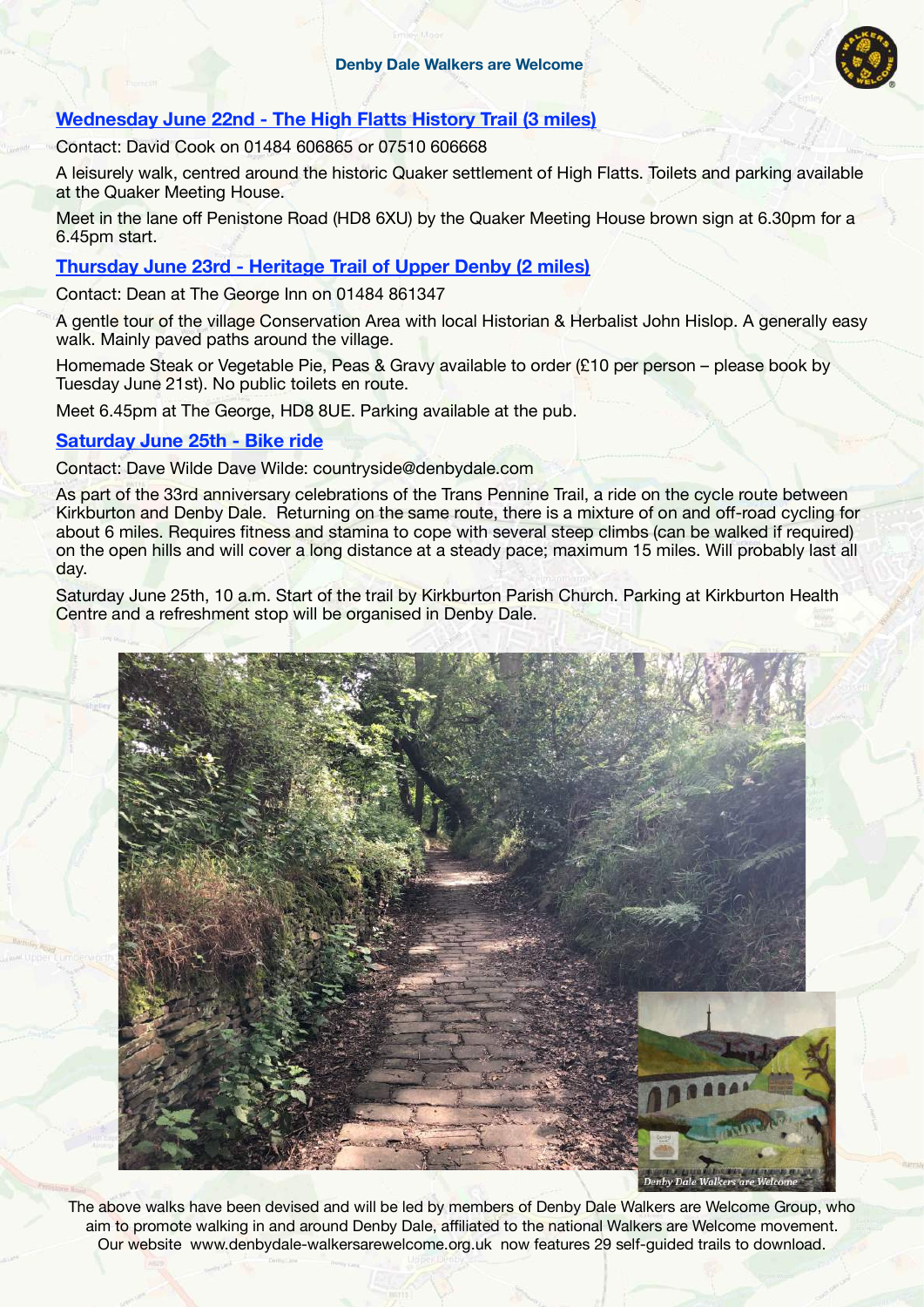Denby Dale Walkers are Welcome

## Wednesday June 22nd - The High Flatts History Trail (3 miles)

Contact: David Cook on 01484 606865 or 07510 606668

A leisurely walk, centred around the historic Quaker settlement of High Flatts. Toilets and parking available at the Quaker Meeting House.

Meet in the lane off Penistone Road (HD8 6XU) by the Quaker Meeting House brown sign at 6.30pm for a 6.45pm start.

## Thursday June 23rd - Heritage Trail of Upper Denby (2 miles)

Contact: Dean at The George Inn on 01484 861347

A gentle tour of the village Conservation Area with local Historian & Herbalist John Hislop. A generally easy walk. Mainly paved paths around the village.

Homemade Steak or Vegetable Pie, Peas & Gravy available to order (£10 per person – please book by Tuesday June 21st). No public toilets en route.

Meet 6.45pm at The George, HD8 8UE. Parking available at the pub.

## Saturday June 25th - Bike ride

Contact: Dave Wilde Dave Wilde: countryside@denbydale.com

As part of the 33rd anniversary celebrations of the Trans Pennine Trail, a ride on the cycle route between Kirkburton and Denby Dale. Returning on the same route, there is a mixture of on and off-road cycling for about 6 miles. Requires fitness and stamina to cope with several steep climbs (can be walked if required) on the open hills and will cover a long distance at a steady pace; maximum 15 miles. Will probably last all day.

Saturday June 25th, 10 a.m. Start of the trail by Kirkburton Parish Church. Parking at Kirkburton Health Centre and a refreshment stop will be organised in Denby Dale.

Denby Dale Walkers are Welcome

The above walks have been devised and will be led by members of Denby Dale Walkers are Welcome Group, who aim to promote walking in and around Denby Dale, affiliated to the national Walkers are Welcome movement. Our website www.denbydale-walkersarewelcome.org.uk now features 29 self-guided trails to download.